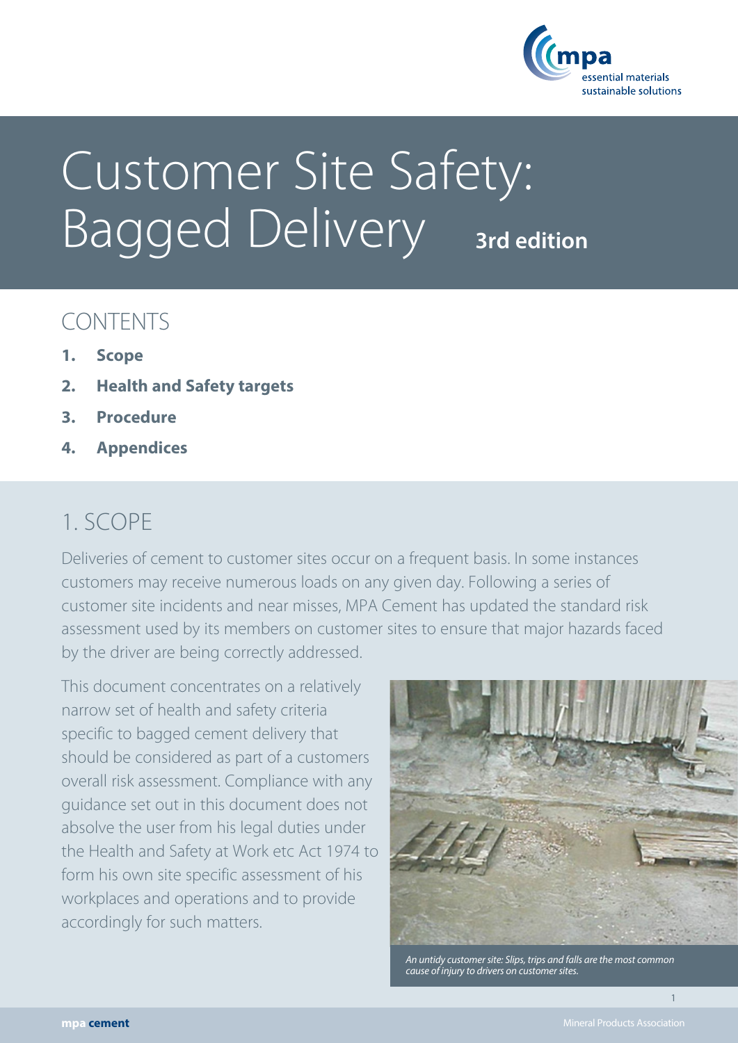# Customer Site Safety: Bagged Delivery 3rd edition

## CONTENTS

1. **Scope**
2. **Health and Safety targets**
3. **Procedure**
4. **Appendices**

## 1. SCOPE

Deliveries of cement to customer sites occur on a frequent basis. In some instances customers may receive numerous loads on any given day. Following a series of customer site incidents and near misses, MPA Cement has updated the standard risk assessment used by its members on customer sites to ensure that major hazards faced by the driver are being correctly addressed.

This document concentrates on a relatively narrow set of health and safety criteria specific to bagged cement delivery that should be considered as part of a customers overall risk assessment. Compliance with any guidance set out in this document does not absolve the user from his legal duties under the Health and Safety at Work etc Act 1974 to form his own site specific assessment of his workplaces and operations and to provide accordingly for such matters.

*An untidy customer site: Slips, trips and falls are the most common cause of injury to drivers on customer sites.*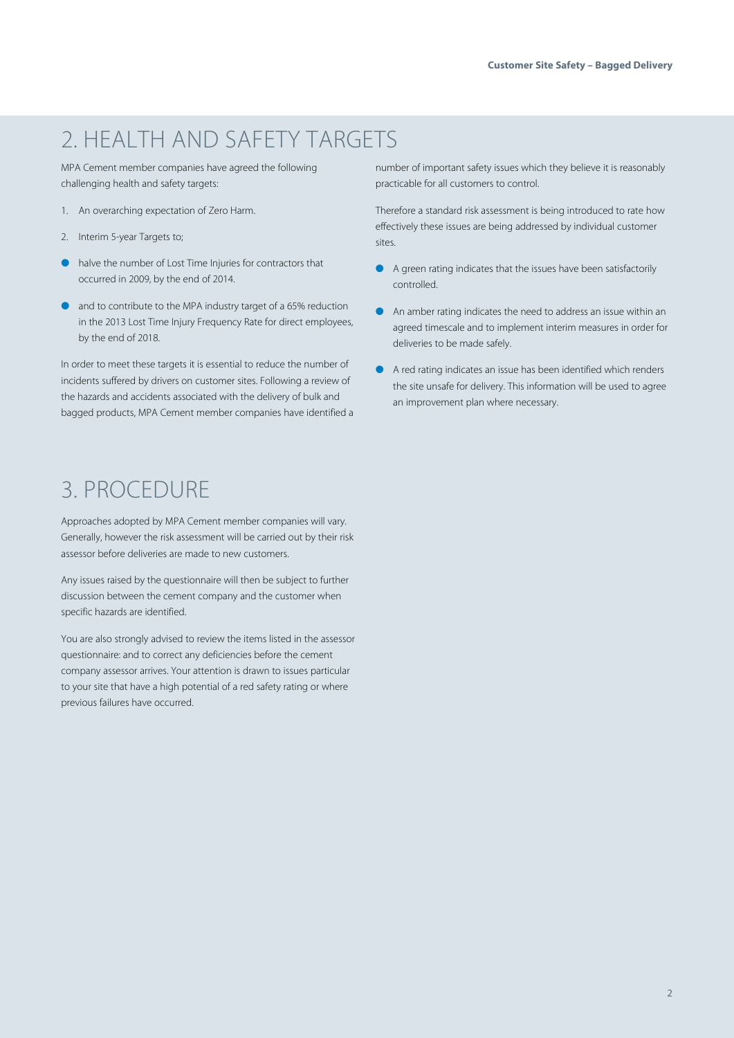## 2. HEALTH AND SAFETY TARGETS

MPA Cement member companies have agreed the following challenging health and safety targets:

1. An overarching expectation of Zero Harm.
2. Interim 5-year Targets to;

- halve the number of Lost Time Injuries for contractors that occurred in 2009, by the end of 2014.
- and to contribute to the MPA industry target of a 65% reduction in the 2013 Lost Time Injury Frequency Rate for direct employees, by the end of 2018.

In order to meet these targets it is essential to reduce the number of incidents suffered by drivers on customer sites. Following a review of the hazards and accidents associated with the delivery of bulk and bagged products, MPA Cement member companies have identified a number of important safety issues which they believe it is reasonably practicable for all customers to control.

Therefore a standard risk assessment is being introduced to rate how effectively these issues are being addressed by individual customer sites.

- A green rating indicates that the issues have been satisfactorily controlled.
- An amber rating indicates the need to address an issue within an agreed timescale and to implement interim measures in order for deliveries to be made safely.
- A red rating indicates an issue has been identified which renders the site unsafe for delivery. This information will be used to agree an improvement plan where necessary.

## 3. PROCEDURE

Approaches adopted by MPA Cement member companies will vary. Generally, however the risk assessment will be carried out by their risk assessor before deliveries are made to new customers.

Any issues raised by the questionnaire will then be subject to further discussion between the cement company and the customer when specific hazards are identified.

You are also strongly advised to review the items listed in the assessor questionnaire: and to correct any deficiencies before the cement company assessor arrives. Your attention is drawn to issues particular to your site that have a high potential of a red safety rating or where previous failures have occurred.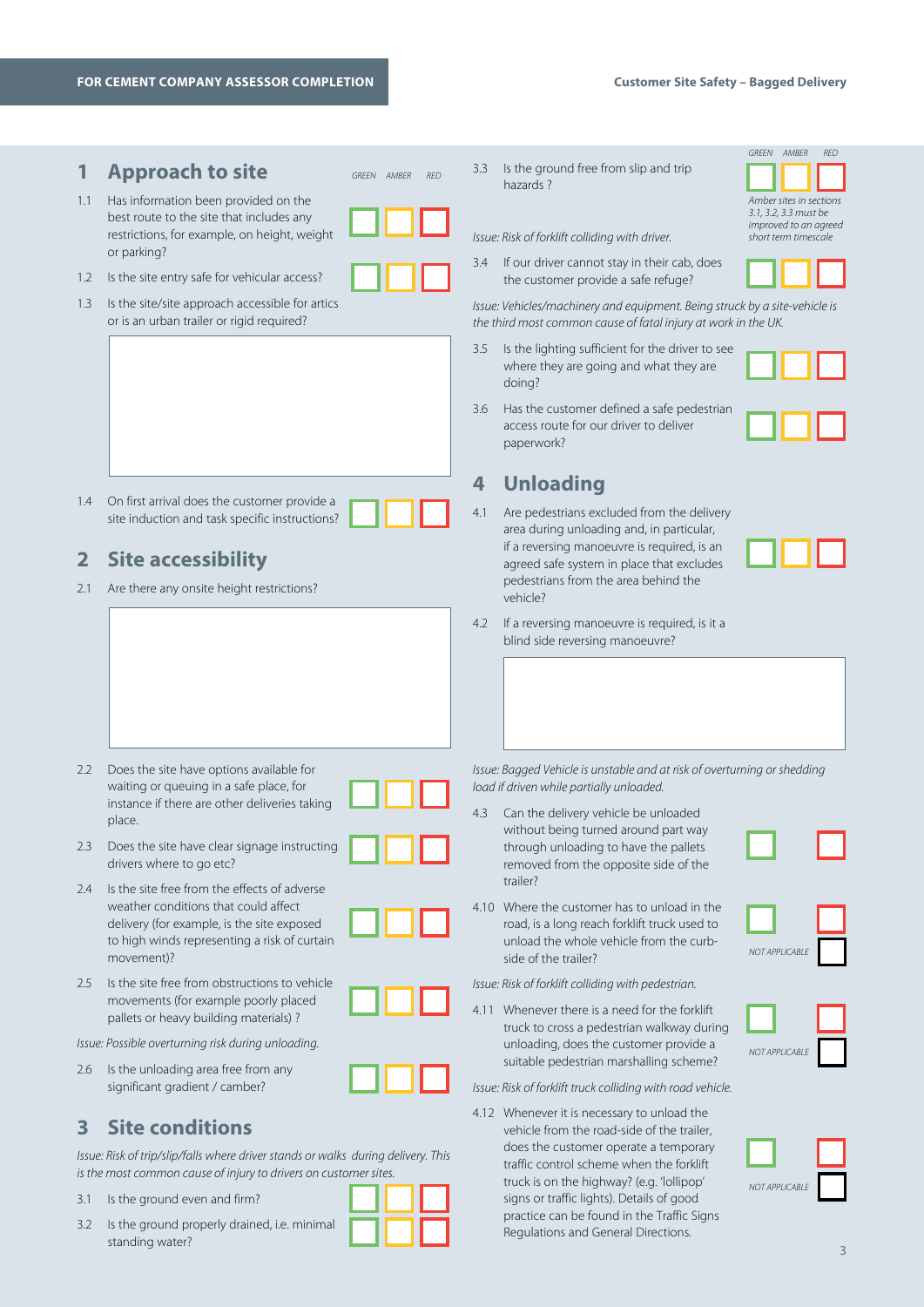FOR CEMENT COMPANY ASSESSOR COMPLETION

## 1 Approach to site

GREEN AMBER RED

1.1 Has information been provided on the best route to the site that includes any restrictions, for example, on height, weight or parking?

1.2 Is the site entry safe for vehicular access?

1.3 Is the site/site approach accessible for artics or is an urban trailer or rigid required?

1.4 On first arrival does the customer provide a site induction and task specific instructions?

## 2 Site accessibility

2.1 Are there any onsite height restrictions?

2.2 Does the site have options available for waiting or queuing in a safe place, for instance if there are other deliveries taking place.

2.3 Does the site have clear signage instructing drivers where to go etc?

2.4 Is the site free from the effects of adverse weather conditions that could affect delivery (for example, is the site exposed to high winds representing a risk of curtain movement)?

2.5 Is the site free from obstructions to vehicle movements (for example poorly placed pallets or heavy building materials) ?

*Issue: Possible overturning risk during unloading.*

2.6 Is the unloading area free from any significant gradient / camber?

## 3 Site conditions

*Issue: Risk of trip/slip/falls where driver stands or walks during delivery. This is the most common cause of injury to drivers on customer sites.*

3.1 Is the ground even and firm?

3.2 Is the ground properly drained, i.e. minimal standing water?

3.3 Is the ground free from slip and trip hazards ?

*Amber sites in sections 3.1, 3.2, 3.3 must be improved to an agreed short term timescale*

*Issue: Risk of forklift colliding with driver.*

3.4 If our driver cannot stay in their cab, does the customer provide a safe refuge?

*Issue: Vehicles/machinery and equipment. Being struck by a site-vehicle is the third most common cause of fatal injury at work in the UK.*

3.5 Is the lighting sufficient for the driver to see where they are going and what they are doing?

3.6 Has the customer defined a safe pedestrian access route for our driver to deliver paperwork?

## 4 Unloading

4.1 Are pedestrians excluded from the delivery area during unloading and, in particular, if a reversing manoeuvre is required, is an agreed safe system in place that excludes pedestrians from the area behind the vehicle?

4.2 If a reversing manoeuvre is required, is it a blind side reversing manoeuvre?

*Issue: Bagged Vehicle is unstable and at risk of overturning or shedding load if driven while partially unloaded.*

4.3 Can the delivery vehicle be unloaded without being turned around part way through unloading to have the pallets removed from the opposite side of the trailer?

4.10 Where the customer has to unload in the road, is a long reach forklift truck used to unload the whole vehicle from the curb-side of the trailer?

NOT APPLICABLE

*Issue: Risk of forklift colliding with pedestrian.*

4.11 Whenever there is a need for the forklift truck to cross a pedestrian walkway during unloading, does the customer provide a suitable pedestrian marshalling scheme?

NOT APPLICABLE

*Issue: Risk of forklift truck colliding with road vehicle.*

4.12 Whenever it is necessary to unload the vehicle from the road-side of the trailer, does the customer operate a temporary traffic control scheme when the forklift truck is on the highway? (e.g. 'lollipop' signs or traffic lights). Details of good practice can be found in the Traffic Signs Regulations and General Directions.

NOT APPLICABLE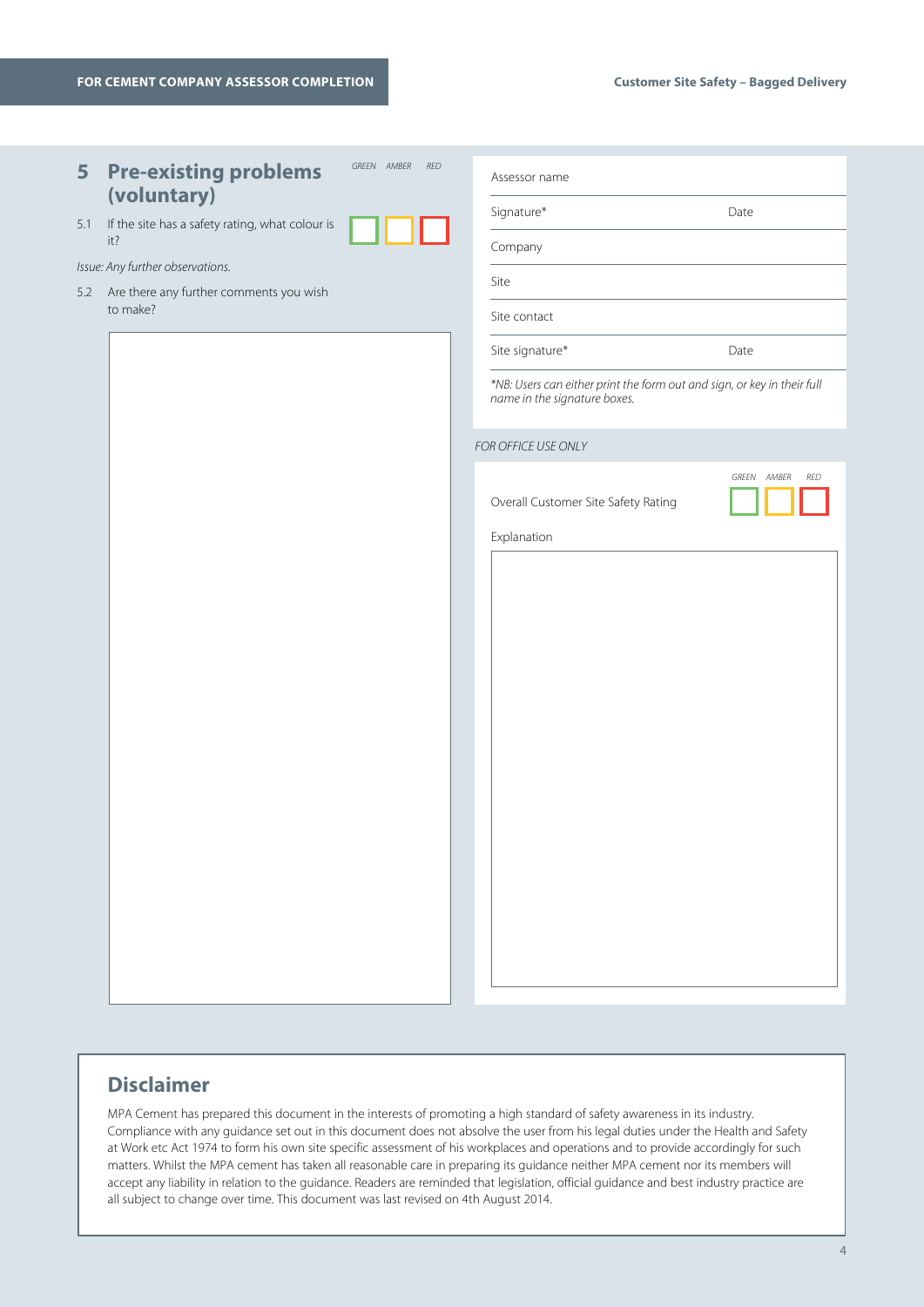## 5 Pre-existing problems (voluntary)

5.1 If the site has a safety rating, what colour is it?

GREEN AMBER RED

☐ ☐ ☐

*Issue: Any further observations.*

5.2 Are there any further comments you wish to make?

| | |
|---|---|
| Assessor name | |
| Signature* | Date |
| Company | |
| Site | |
| Site contact | |
| Site signature* | Date |

*\*NB: Users can either print the form out and sign, or key in their full name in the signature boxes.*

*FOR OFFICE USE ONLY*

Overall Customer Site Safety Rating

GREEN AMBER RED

☐ ☐ ☐

Explanation

## Disclaimer

MPA Cement has prepared this document in the interests of promoting a high standard of safety awareness in its industry. Compliance with any guidance set out in this document does not absolve the user from his legal duties under the Health and Safety at Work etc Act 1974 to form his own site specific assessment of his workplaces and operations and to provide accordingly for such matters. Whilst the MPA cement has taken all reasonable care in preparing its guidance neither MPA cement nor its members will accept any liability in relation to the guidance. Readers are reminded that legislation, official guidance and best industry practice are all subject to change over time. This document was last revised on 4th August 2014.